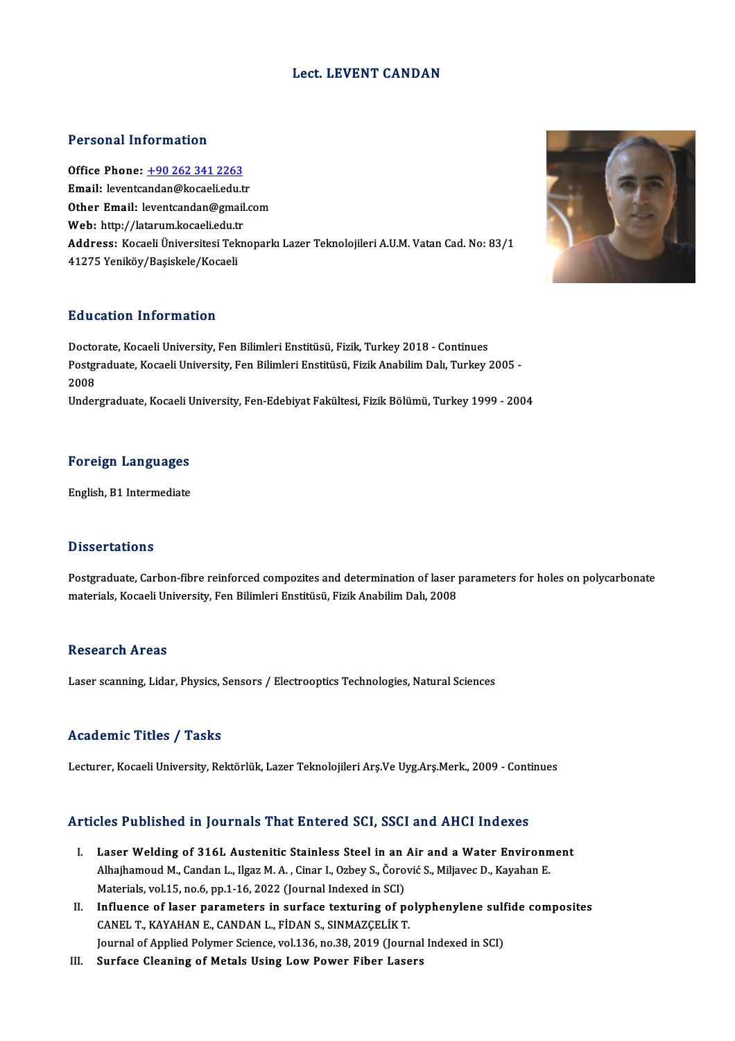# Lect. LEVENT CANDAN

## Personal Information

**Office Phone:** +90 262 341 2263
**Email:** leventcandan@kocaeli.edu.tr
**Other Email:** leventcandan@gmail.com
**Web:** http://latarum.kocaeli.edu.tr
**Address:** Kocaeli Üniversitesi Teknoparkı Lazer Teknolojileri A.U.M. Vatan Cad. No: 83/1 41275 Yeniköy/Başiskele/Kocaeli

## Education Information

Doctorate, Kocaeli University, Fen Bilimleri Enstitüsü, Fizik, Turkey 2018 - Continues
Postgraduate, Kocaeli University, Fen Bilimleri Enstitüsü, Fizik Anabilim Dalı, Turkey 2005 - 2008
Undergraduate, Kocaeli University, Fen-Edebiyat Fakültesi, Fizik Bölümü, Turkey 1999 - 2004

## Foreign Languages

English, B1 Intermediate

## Dissertations

Postgraduate, Carbon-fibre reinforced compozites and determination of laser parameters for holes on polycarbonate materials, Kocaeli University, Fen Bilimleri Enstitüsü, Fizik Anabilim Dalı, 2008

## Research Areas

Laser scanning, Lidar, Physics, Sensors / Electrooptics Technologies, Natural Sciences

## Academic Titles / Tasks

Lecturer, Kocaeli University, Rektörlük, Lazer Teknolojileri Arş.Ve Uyg.Arş.Merk., 2009 - Continues

## Articles Published in Journals That Entered SCI, SSCI and AHCI Indexes

I. **Laser Welding of 316L Austenitic Stainless Steel in an Air and a Water Environment**
Alhajhamoud M., Candan L., Ilgaz M. A. , Cinar I., Ozbey S., Čorović S., Miljavec D., Kayahan E.
Materials, vol.15, no.6, pp.1-16, 2022 (Journal Indexed in SCI)

II. **Influence of laser parameters in surface texturing of polyphenylene sulfide composites**
CANEL T., KAYAHAN E., CANDAN L., FİDAN S., SINMAZÇELİK T.
Journal of Applied Polymer Science, vol.136, no.38, 2019 (Journal Indexed in SCI)

III. **Surface Cleaning of Metals Using Low Power Fiber Lasers**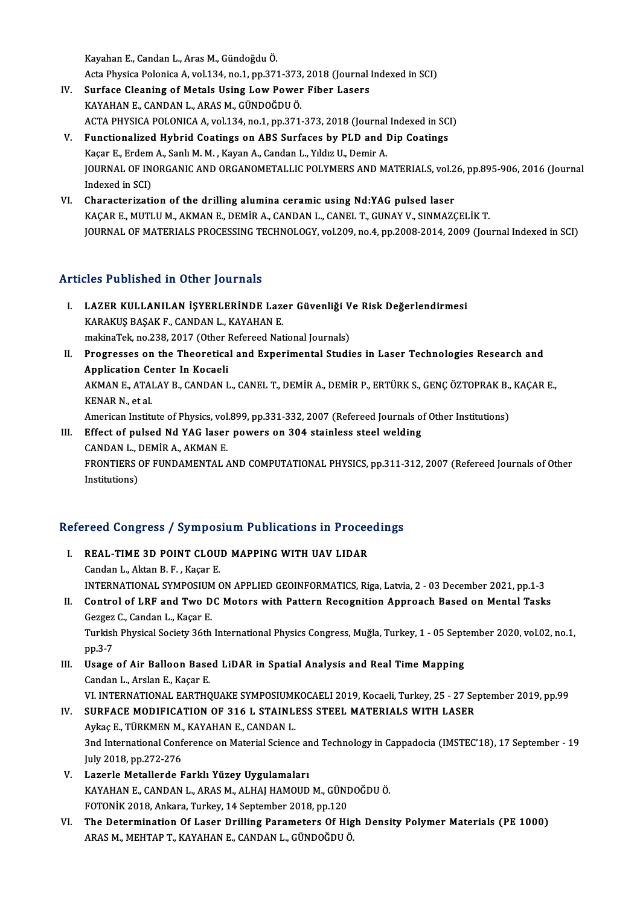Kayahan E., Candan L., Aras M., Gündoğdu Ö.
Acta Physica Polonica A, vol.134, no.1, pp.371-373, 2018 (Journal Indexed in SCI)

IV. **Surface Cleaning of Metals Using Low Power Fiber Lasers**
KAYAHAN E., CANDAN L., ARAS M., GÜNDOĞDU Ö.
ACTA PHYSICA POLONICA A, vol.134, no.1, pp.371-373, 2018 (Journal Indexed in SCI)

V. **Functionalized Hybrid Coatings on ABS Surfaces by PLD and Dip Coatings**
Kaçar E., Erdem A., Sanlı M. M. , Kayan A., Candan L., Yıldız U., Demir A.
JOURNAL OF INORGANIC AND ORGANOMETALLIC POLYMERS AND MATERIALS, vol.26, pp.895-906, 2016 (Journal Indexed in SCI)

VI. **Characterization of the drilling alumina ceramic using Nd:YAG pulsed laser**
KAÇAR E., MUTLU M., AKMAN E., DEMİR A., CANDAN L., CANEL T., GUNAY V., SINMAZÇELİK T.
JOURNAL OF MATERIALS PROCESSING TECHNOLOGY, vol.209, no.4, pp.2008-2014, 2009 (Journal Indexed in SCI)

## Articles Published in Other Journals

I. **LAZER KULLANILAN İŞYERLERİNDE Lazer Güvenliği Ve Risk Değerlendirmesi**
KARAKUŞ BAŞAK F., CANDAN L., KAYAHAN E.
makinaTek, no.238, 2017 (Other Refereed National Journals)

II. **Progresses on the Theoretical and Experimental Studies in Laser Technologies Research and Application Center In Kocaeli**
AKMAN E., ATALAY B., CANDAN L., CANEL T., DEMİR A., DEMİR P., ERTÜRK S., GENÇ ÖZTOPRAK B., KAÇAR E., KENAR N., et al.
American Institute of Physics, vol.899, pp.331-332, 2007 (Refereed Journals of Other Institutions)

III. **Effect of pulsed Nd YAG laser powers on 304 stainless steel welding**
CANDAN L., DEMİR A., AKMAN E.
FRONTIERS OF FUNDAMENTAL AND COMPUTATIONAL PHYSICS, pp.311-312, 2007 (Refereed Journals of Other Institutions)

## Refereed Congress / Symposium Publications in Proceedings

I. **REAL-TIME 3D POINT CLOUD MAPPING WITH UAV LIDAR**
Candan L., Aktan B. F. , Kaçar E.
INTERNATIONAL SYMPOSIUM ON APPLIED GEOINFORMATICS, Riga, Latvia, 2 - 03 December 2021, pp.1-3

II. **Control of LRF and Two DC Motors with Pattern Recognition Approach Based on Mental Tasks**
Gezgez C., Candan L., Kaçar E.
Turkish Physical Society 36th International Physics Congress, Muğla, Turkey, 1 - 05 September 2020, vol.02, no.1, pp.3-7

III. **Usage of Air Balloon Based LiDAR in Spatial Analysis and Real Time Mapping**
Candan L., Arslan E., Kaçar E.
VI. INTERNATIONAL EARTHQUAKE SYMPOSIUMKOCAELI 2019, Kocaeli, Turkey, 25 - 27 September 2019, pp.99

IV. **SURFACE MODIFICATION OF 316 L STAINLESS STEEL MATERIALS WITH LASER**
Aykaç E., TÜRKMEN M., KAYAHAN E., CANDAN L.
3nd International Conference on Material Science and Technology in Cappadocia (IMSTEC'18), 17 September - 19 July 2018, pp.272-276

V. **Lazerle Metallerde Farklı Yüzey Uygulamaları**
KAYAHAN E., CANDAN L., ARAS M., ALHAJ HAMOUD M., GÜNDOĞDU Ö.
FOTONİK 2018, Ankara, Turkey, 14 September 2018, pp.120

VI. **The Determination Of Laser Drilling Parameters Of High Density Polymer Materials (PE 1000)**
ARAS M., MEHTAP T., KAYAHAN E., CANDAN L., GÜNDOĞDU Ö.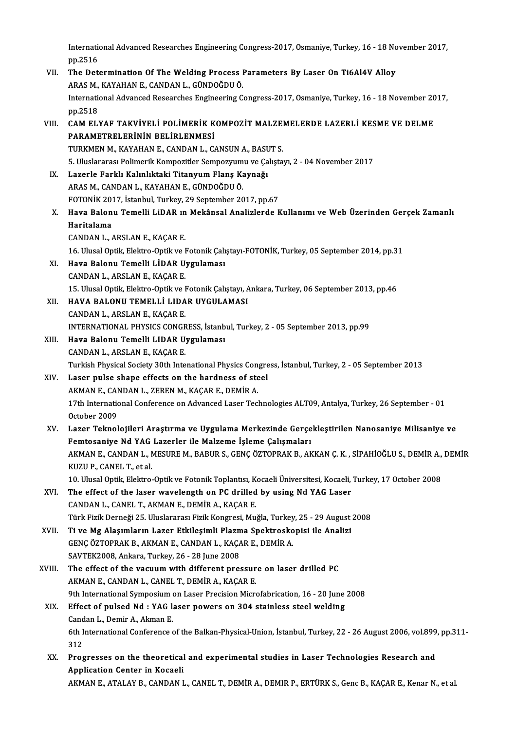International Advanced Researches Engineering Congress-2017, Osmaniye, Turkey, 16 - 18 November 2017, pp.2516

VII. **The Determination Of The Welding Process Parameters By Laser On Ti6Al4V Alloy**
ARAS M., KAYAHAN E., CANDAN L., GÜNDOĞDU Ö.
International Advanced Researches Engineering Congress-2017, Osmaniye, Turkey, 16 - 18 November 2017, pp.2518

VIII. **CAM ELYAF TAKVİYELİ POLİMERİK KOMPOZİT MALZEMELERDE LAZERLİ KESME VE DELME PARAMETRELERİNİN BELİRLENMESİ**
TURKMEN M., KAYAHAN E., CANDAN L., CANSUN A., BASUT S.
5. Uluslararası Polimerik Kompozitler Sempozyumu ve Çalıştayı, 2 - 04 November 2017

IX. **Lazerle Farklı Kalınlıktaki Titanyum Flanş Kaynağı**
ARAS M., CANDAN L., KAYAHAN E., GÜNDOĞDU Ö.
FOTONİK 2017, İstanbul, Turkey, 29 September 2017, pp.67

X. **Hava Balonu Temelli LiDAR ın Mekânsal Analizlerde Kullanımı ve Web Üzerinden Gerçek Zamanlı Haritalama**
CANDAN L., ARSLAN E., KAÇAR E.
16. Ulusal Optik, Elektro-Optik ve Fotonik Çalıştayı-FOTONİK, Turkey, 05 September 2014, pp.31

XI. **Hava Balonu Temelli LİDAR Uygulaması**
CANDAN L., ARSLAN E., KAÇAR E.
15. Ulusal Optik, Elektro-Optik ve Fotonik Çalıştayı, Ankara, Turkey, 06 September 2013, pp.46

XII. **HAVA BALONU TEMELLİ LIDAR UYGULAMASI**
CANDAN L., ARSLAN E., KAÇAR E.
INTERNATIONAL PHYSICS CONGRESS, İstanbul, Turkey, 2 - 05 September 2013, pp.99

XIII. **Hava Balonu Temelli LIDAR Uygulaması**
CANDAN L., ARSLAN E., KAÇAR E.
Turkish Physical Society 30th Intenational Physics Congress, İstanbul, Turkey, 2 - 05 September 2013

XIV. **Laser pulse shape effects on the hardness of steel**
AKMAN E., CANDAN L., ZEREN M., KAÇAR E., DEMİR A.
17th International Conference on Advanced Laser Technologies ALT09, Antalya, Turkey, 26 September - 01 October 2009

XV. **Lazer Teknolojileri Araştırma ve Uygulama Merkezinde Gerçekleştirilen Nanosaniye Milisaniye ve Femtosaniye Nd YAG Lazerler ile Malzeme İşleme Çalışmaları**
AKMAN E., CANDAN L., MESURE M., BABUR S., GENÇ ÖZTOPRAK B., AKKAN Ç. K. , SİPAHİOĞLU S., DEMİR A., DEMİR KUZU P., CANEL T., et al.
10. Ulusal Optik, Elektro-Optik ve Fotonik Toplantısı, Kocaeli Üniversitesi, Kocaeli, Turkey, 17 October 2008

XVI. **The effect of the laser wavelength on PC drilled by using Nd YAG Laser**
CANDAN L., CANEL T., AKMAN E., DEMİR A., KAÇAR E.
Türk Fizik Derneği 25. Uluslararası Fizik Kongresi, Muğla, Turkey, 25 - 29 August 2008

XVII. **Ti ve Mg Alaşımların Lazer Etkileşimli Plazma Spektroskopisi ile Analizi**
GENÇ ÖZTOPRAK B., AKMAN E., CANDAN L., KAÇAR E., DEMİR A.
SAVTEK2008, Ankara, Turkey, 26 - 28 June 2008

XVIII. **The effect of the vacuum with different pressure on laser drilled PC**
AKMAN E., CANDAN L., CANEL T., DEMİR A., KAÇAR E.
9th International Symposium on Laser Precision Microfabrication, 16 - 20 June 2008

XIX. **Effect of pulsed Nd : YAG laser powers on 304 stainless steel welding**
Candan L., Demir A., Akman E.
6th International Conference of the Balkan-Physical-Union, İstanbul, Turkey, 22 - 26 August 2006, vol.899, pp.311-312

XX. **Progresses on the theoretical and experimental studies in Laser Technologies Research and Application Center in Kocaeli**
AKMAN E., ATALAY B., CANDAN L., CANEL T., DEMİR A., DEMIR P., ERTÜRK S., Genc B., KAÇAR E., Kenar N., et al.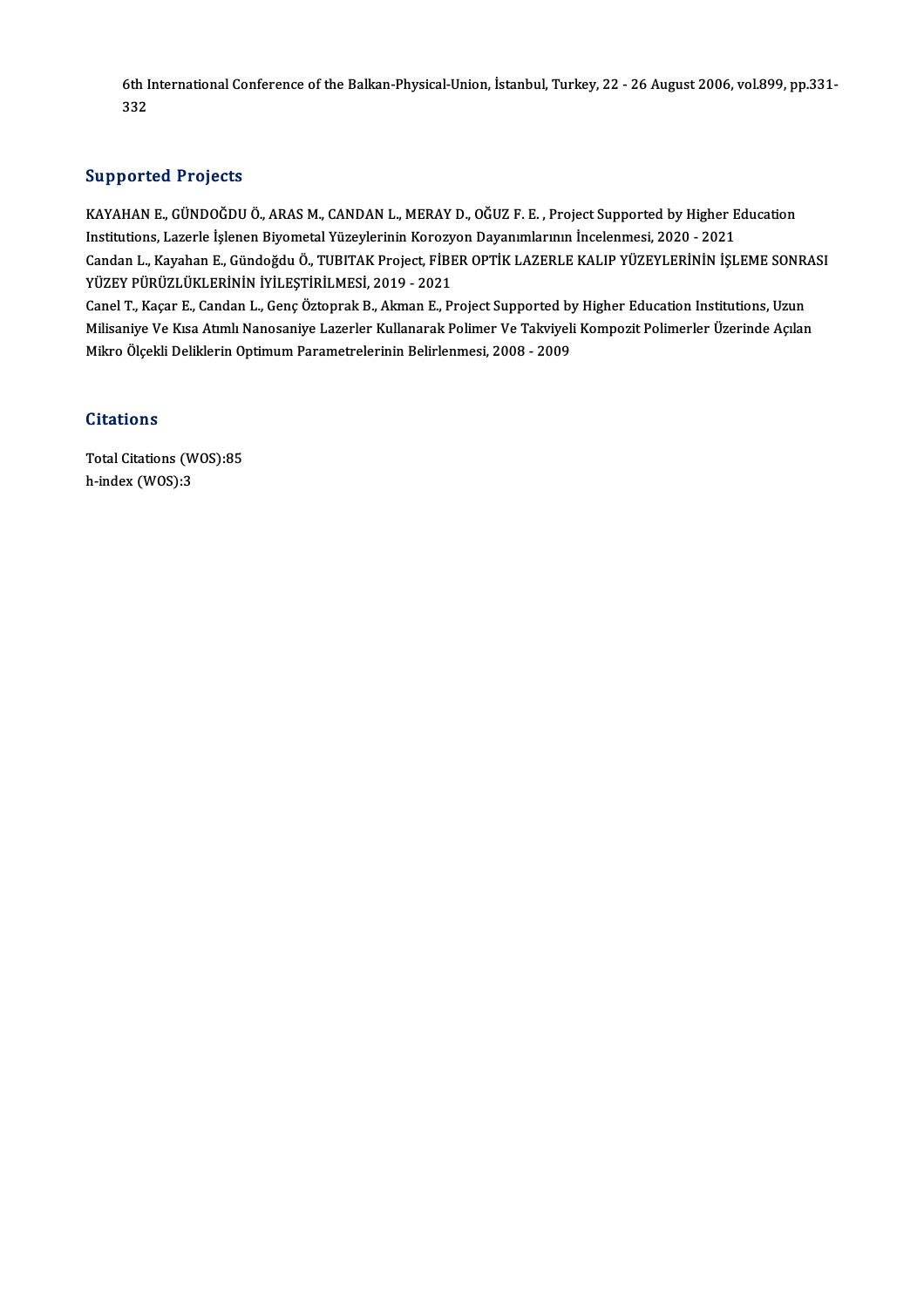6th International Conference of the Balkan-Physical-Union, İstanbul, Turkey, 22 - 26 August 2006, vol.899, pp.331-332

## Supported Projects

KAYAHAN E., GÜNDOĞDU Ö., ARAS M., CANDAN L., MERAY D., OĞUZ F. E. , Project Supported by Higher Education Institutions, Lazerle İşlenen Biyometal Yüzeylerinin Korozyon Dayanımlarının İncelenmesi, 2020 - 2021

Candan L., Kayahan E., Gündoğdu Ö., TUBITAK Project, FİBER OPTİK LAZERLE KALIP YÜZEYLERİNİN İŞLEME SONRASI YÜZEY PÜRÜZLÜKLERİNİN İYİLEŞTİRİLMESİ, 2019 - 2021

Canel T., Kaçar E., Candan L., Genç Öztoprak B., Akman E., Project Supported by Higher Education Institutions, Uzun Milisaniye Ve Kısa Atımlı Nanosaniye Lazerler Kullanarak Polimer Ve Takviyeli Kompozit Polimerler Üzerinde Açılan Mikro Ölçekli Deliklerin Optimum Parametrelerinin Belirlenmesi, 2008 - 2009

## Citations

Total Citations (WOS):85
h-index (WOS):3